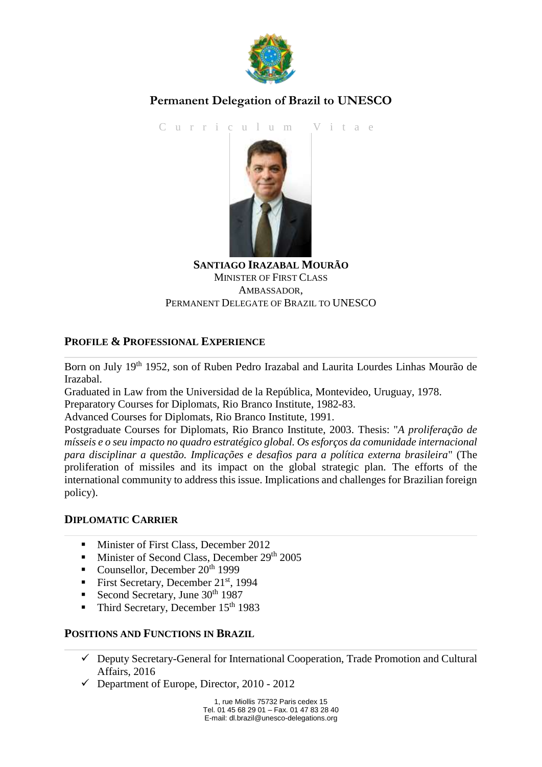# Permanent Delegation of Brazil to UNESCO

Curriculum Vitae

**SANTIAGO IRAZABAL MOURÃO**
MINISTER OF FIRST CLASS
AMBASSADOR,
PERMANENT DELEGATE OF BRAZIL TO UNESCO

## PROFILE & PROFESSIONAL EXPERIENCE

Born on July 19th 1952, son of Ruben Pedro Irazabal and Laurita Lourdes Linhas Mourão de Irazabal.

Graduated in Law from the Universidad de la República, Montevideo, Uruguay, 1978.

Preparatory Courses for Diplomats, Rio Branco Institute, 1982-83.

Advanced Courses for Diplomats, Rio Branco Institute, 1991.

Postgraduate Courses for Diplomats, Rio Branco Institute, 2003. Thesis: "*A proliferação de mísseis e o seu impacto no quadro estratégico global. Os esforços da comunidade internacional para disciplinar a questão. Implicações e desafios para a política externa brasileira*" (The proliferation of missiles and its impact on the global strategic plan. The efforts of the international community to address this issue. Implications and challenges for Brazilian foreign policy).

## DIPLOMATIC CARRIER

- Minister of First Class, December 2012
- Minister of Second Class, December 29th 2005
- Counsellor, December 20th 1999
- First Secretary, December 21st, 1994
- Second Secretary, June 30th 1987
- Third Secretary, December 15th 1983

## POSITIONS AND FUNCTIONS IN BRAZIL

- ✓ Deputy Secretary-General for International Cooperation, Trade Promotion and Cultural Affairs, 2016
- ✓ Department of Europe, Director, 2010 - 2012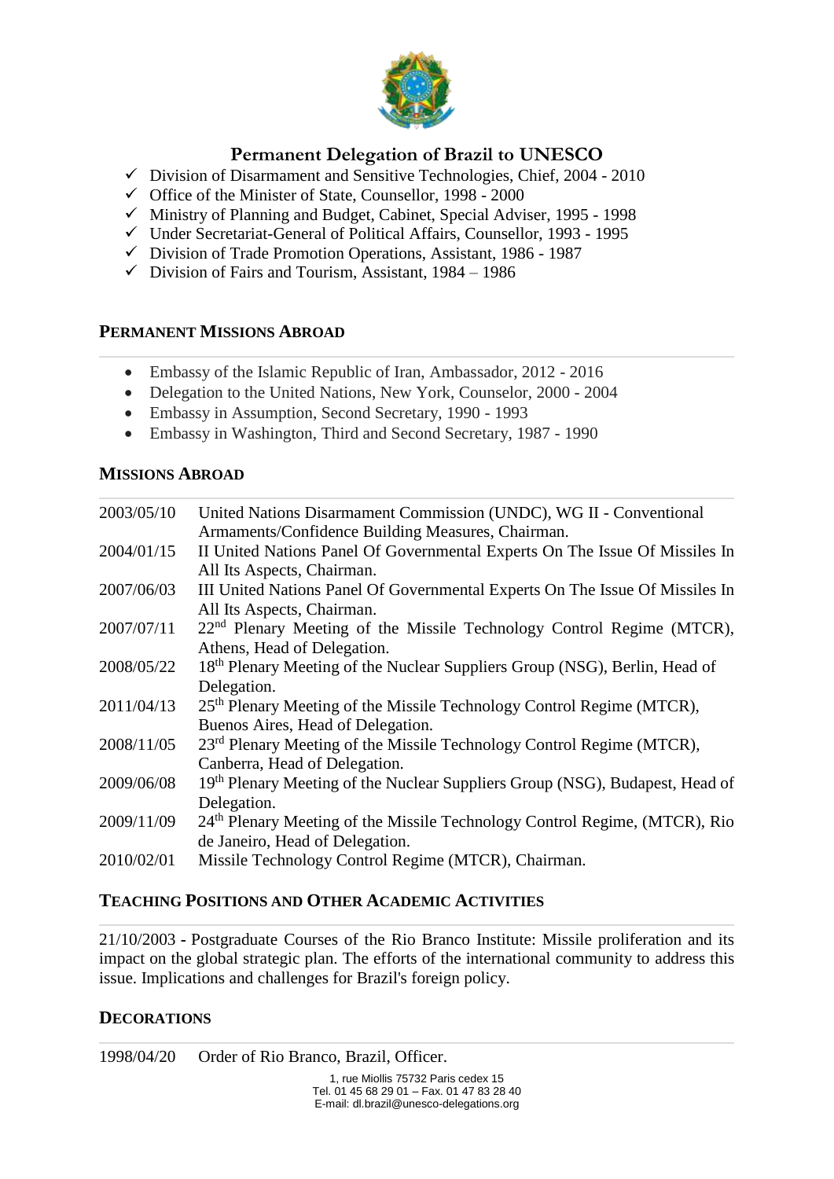# Permanent Delegation of Brazil to UNESCO

- ✓ Division of Disarmament and Sensitive Technologies, Chief, 2004 - 2010
- ✓ Office of the Minister of State, Counsellor, 1998 - 2000
- ✓ Ministry of Planning and Budget, Cabinet, Special Adviser, 1995 - 1998
- ✓ Under Secretariat-General of Political Affairs, Counsellor, 1993 - 1995
- ✓ Division of Trade Promotion Operations, Assistant, 1986 - 1987
- ✓ Division of Fairs and Tourism, Assistant, 1984 – 1986

## PERMANENT MISSIONS ABROAD

- Embassy of the Islamic Republic of Iran, Ambassador, 2012 - 2016
- Delegation to the United Nations, New York, Counselor, 2000 - 2004
- Embassy in Assumption, Second Secretary, 1990 - 1993
- Embassy in Washington, Third and Second Secretary, 1987 - 1990

## MISSIONS ABROAD

| | |
|---|---|
| 2003/05/10 | United Nations Disarmament Commission (UNDC), WG II - Conventional Armaments/Confidence Building Measures, Chairman. |
| 2004/01/15 | II United Nations Panel Of Governmental Experts On The Issue Of Missiles In All Its Aspects, Chairman. |
| 2007/06/03 | III United Nations Panel Of Governmental Experts On The Issue Of Missiles In All Its Aspects, Chairman. |
| 2007/07/11 | 22nd Plenary Meeting of the Missile Technology Control Regime (MTCR), Athens, Head of Delegation. |
| 2008/05/22 | 18th Plenary Meeting of the Nuclear Suppliers Group (NSG), Berlin, Head of Delegation. |
| 2011/04/13 | 25th Plenary Meeting of the Missile Technology Control Regime (MTCR), Buenos Aires, Head of Delegation. |
| 2008/11/05 | 23rd Plenary Meeting of the Missile Technology Control Regime (MTCR), Canberra, Head of Delegation. |
| 2009/06/08 | 19th Plenary Meeting of the Nuclear Suppliers Group (NSG), Budapest, Head of Delegation. |
| 2009/11/09 | 24th Plenary Meeting of the Missile Technology Control Regime, (MTCR), Rio de Janeiro, Head of Delegation. |
| 2010/02/01 | Missile Technology Control Regime (MTCR), Chairman. |

## TEACHING POSITIONS AND OTHER ACADEMIC ACTIVITIES

21/10/2003 - Postgraduate Courses of the Rio Branco Institute: Missile proliferation and its impact on the global strategic plan. The efforts of the international community to address this issue. Implications and challenges for Brazil's foreign policy.

## DECORATIONS

| | |
|---|---|
| 1998/04/20 | Order of Rio Branco, Brazil, Officer. |

1, rue Miollis 75732 Paris cedex 15
Tel. 01 45 68 29 01 – Fax. 01 47 83 28 40
E-mail: dl.brazil@unesco-delegations.org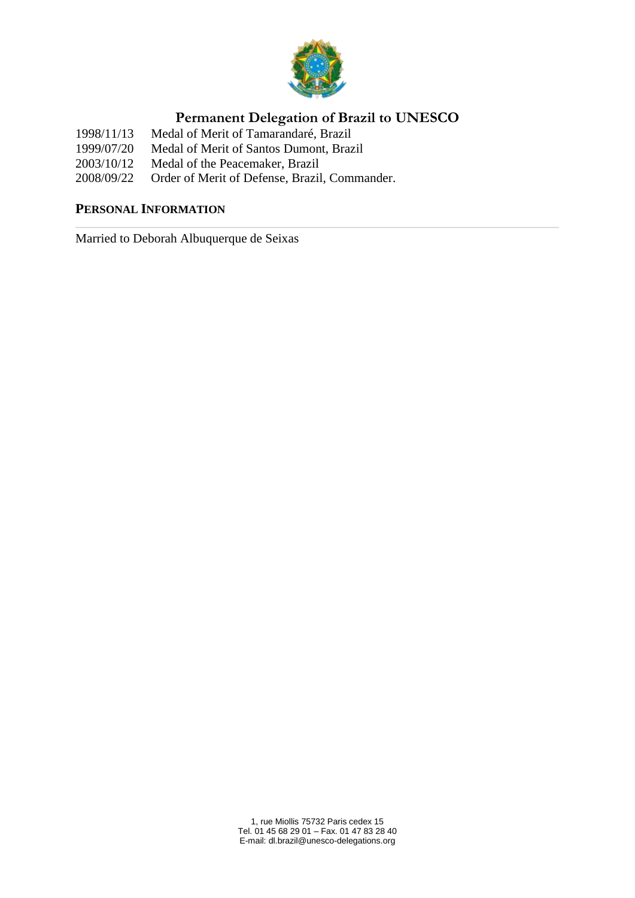1998/11/13 Medal of Merit of Tamarandaré, Brazil
1999/07/20 Medal of Merit of Santos Dumont, Brazil
2003/10/12 Medal of the Peacemaker, Brazil
2008/09/22 Order of Merit of Defense, Brazil, Commander.

## PERSONAL INFORMATION

Married to Deborah Albuquerque de Seixas